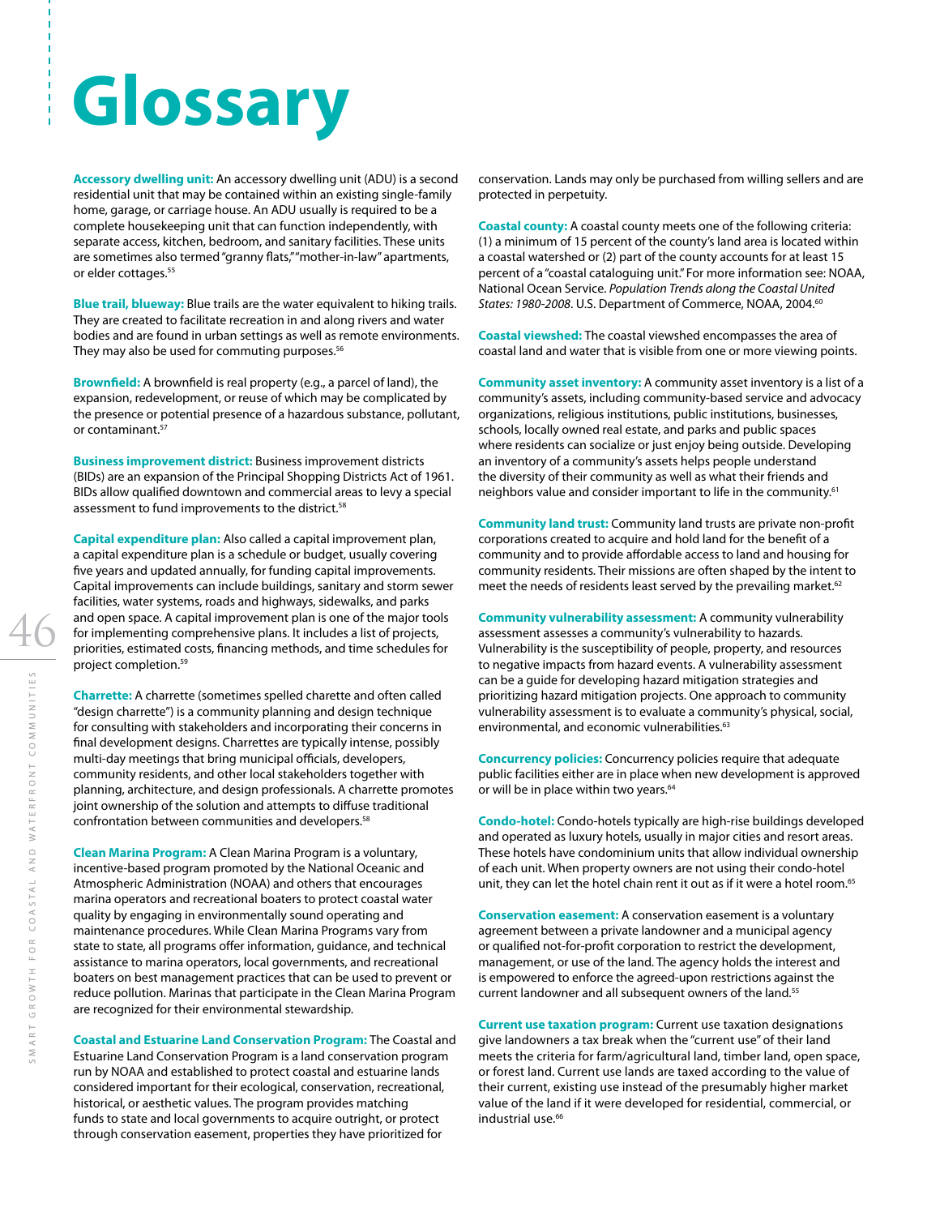# Glossary

**Accessory dwelling unit:** An accessory dwelling unit (ADU) is a second residential unit that may be contained within an existing single-family home, garage, or carriage house. An ADU usually is required to be a complete housekeeping unit that can function independently, with separate access, kitchen, bedroom, and sanitary facilities. These units are sometimes also termed "granny flats," "mother-in-law" apartments, or elder cottages.[55]

**Blue trail, blueway:** Blue trails are the water equivalent to hiking trails. They are created to facilitate recreation in and along rivers and water bodies and are found in urban settings as well as remote environments. They may also be used for commuting purposes.[56]

**Brownfield:** A brownfield is real property (e.g., a parcel of land), the expansion, redevelopment, or reuse of which may be complicated by the presence or potential presence of a hazardous substance, pollutant, or contaminant.[57]

**Business improvement district:** Business improvement districts (BIDs) are an expansion of the Principal Shopping Districts Act of 1961. BIDs allow qualified downtown and commercial areas to levy a special assessment to fund improvements to the district.[58]

**Capital expenditure plan:** Also called a capital improvement plan, a capital expenditure plan is a schedule or budget, usually covering five years and updated annually, for funding capital improvements. Capital improvements can include buildings, sanitary and storm sewer facilities, water systems, roads and highways, sidewalks, and parks and open space. A capital improvement plan is one of the major tools for implementing comprehensive plans. It includes a list of projects, priorities, estimated costs, financing methods, and time schedules for project completion.[59]

**Charrette:** A charrette (sometimes spelled charette and often called "design charrette") is a community planning and design technique for consulting with stakeholders and incorporating their concerns in final development designs. Charrettes are typically intense, possibly multi-day meetings that bring municipal officials, developers, community residents, and other local stakeholders together with planning, architecture, and design professionals. A charrette promotes joint ownership of the solution and attempts to diffuse traditional confrontation between communities and developers.[58]

**Clean Marina Program:** A Clean Marina Program is a voluntary, incentive-based program promoted by the National Oceanic and Atmospheric Administration (NOAA) and others that encourages marina operators and recreational boaters to protect coastal water quality by engaging in environmentally sound operating and maintenance procedures. While Clean Marina Programs vary from state to state, all programs offer information, guidance, and technical assistance to marina operators, local governments, and recreational boaters on best management practices that can be used to prevent or reduce pollution. Marinas that participate in the Clean Marina Program are recognized for their environmental stewardship.

**Coastal and Estuarine Land Conservation Program:** The Coastal and Estuarine Land Conservation Program is a land conservation program run by NOAA and established to protect coastal and estuarine lands considered important for their ecological, conservation, recreational, historical, or aesthetic values. The program provides matching funds to state and local governments to acquire outright, or protect through conservation easement, properties they have prioritized for conservation. Lands may only be purchased from willing sellers and are protected in perpetuity.

**Coastal county:** A coastal county meets one of the following criteria: (1) a minimum of 15 percent of the county's land area is located within a coastal watershed or (2) part of the county accounts for at least 15 percent of a "coastal cataloguing unit." For more information see: NOAA, National Ocean Service. *Population Trends along the Coastal United States: 1980-2008*. U.S. Department of Commerce, NOAA, 2004.[60]

**Coastal viewshed:** The coastal viewshed encompasses the area of coastal land and water that is visible from one or more viewing points.

**Community asset inventory:** A community asset inventory is a list of a community's assets, including community-based service and advocacy organizations, religious institutions, public institutions, businesses, schools, locally owned real estate, and parks and public spaces where residents can socialize or just enjoy being outside. Developing an inventory of a community's assets helps people understand the diversity of their community as well as what their friends and neighbors value and consider important to life in the community.[61]

**Community land trust:** Community land trusts are private non-profit corporations created to acquire and hold land for the benefit of a community and to provide affordable access to land and housing for community residents. Their missions are often shaped by the intent to meet the needs of residents least served by the prevailing market.[62]

**Community vulnerability assessment:** A community vulnerability assessment assesses a community's vulnerability to hazards. Vulnerability is the susceptibility of people, property, and resources to negative impacts from hazard events. A vulnerability assessment can be a guide for developing hazard mitigation strategies and prioritizing hazard mitigation projects. One approach to community vulnerability assessment is to evaluate a community's physical, social, environmental, and economic vulnerabilities.[63]

**Concurrency policies:** Concurrency policies require that adequate public facilities either are in place when new development is approved or will be in place within two years.[64]

**Condo-hotel:** Condo-hotels typically are high-rise buildings developed and operated as luxury hotels, usually in major cities and resort areas. These hotels have condominium units that allow individual ownership of each unit. When property owners are not using their condo-hotel unit, they can let the hotel chain rent it out as if it were a hotel room.[65]

**Conservation easement:** A conservation easement is a voluntary agreement between a private landowner and a municipal agency or qualified not-for-profit corporation to restrict the development, management, or use of the land. The agency holds the interest and is empowered to enforce the agreed-upon restrictions against the current landowner and all subsequent owners of the land.[55]

**Current use taxation program:** Current use taxation designations give landowners a tax break when the "current use" of their land meets the criteria for farm/agricultural land, timber land, open space, or forest land. Current use lands are taxed according to the value of their current, existing use instead of the presumably higher market value of the land if it were developed for residential, commercial, or industrial use.[66]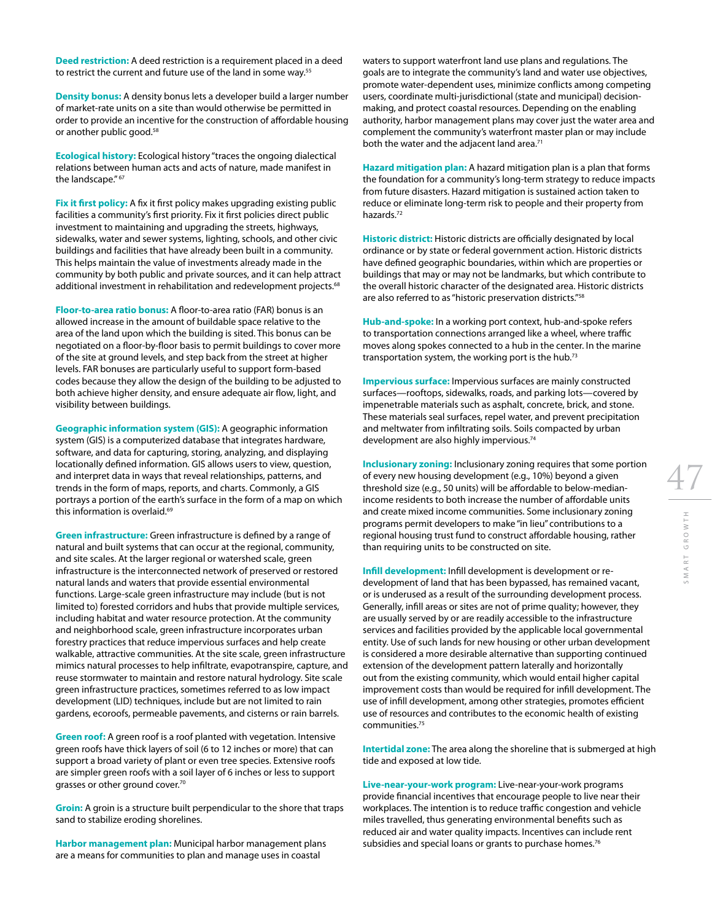**Deed restriction:** A deed restriction is a requirement placed in a deed to restrict the current and future use of the land in some way.[55]

**Density bonus:** A density bonus lets a developer build a larger number of market-rate units on a site than would otherwise be permitted in order to provide an incentive for the construction of affordable housing or another public good.[58]

**Ecological history:** Ecological history "traces the ongoing dialectical relations between human acts and acts of nature, made manifest in the landscape." [67]

**Fix it first policy:** A fix it first policy makes upgrading existing public facilities a community's first priority. Fix it first policies direct public investment to maintaining and upgrading the streets, highways, sidewalks, water and sewer systems, lighting, schools, and other civic buildings and facilities that have already been built in a community. This helps maintain the value of investments already made in the community by both public and private sources, and it can help attract additional investment in rehabilitation and redevelopment projects.[68]

**Floor-to-area ratio bonus:** A floor-to-area ratio (FAR) bonus is an allowed increase in the amount of buildable space relative to the area of the land upon which the building is sited. This bonus can be negotiated on a floor-by-floor basis to permit buildings to cover more of the site at ground levels, and step back from the street at higher levels. FAR bonuses are particularly useful to support form-based codes because they allow the design of the building to be adjusted to both achieve higher density, and ensure adequate air flow, light, and visibility between buildings.

**Geographic information system (GIS):** A geographic information system (GIS) is a computerized database that integrates hardware, software, and data for capturing, storing, analyzing, and displaying locationally defined information. GIS allows users to view, question, and interpret data in ways that reveal relationships, patterns, and trends in the form of maps, reports, and charts. Commonly, a GIS portrays a portion of the earth's surface in the form of a map on which this information is overlaid.[69]

**Green infrastructure:** Green infrastructure is defined by a range of natural and built systems that can occur at the regional, community, and site scales. At the larger regional or watershed scale, green infrastructure is the interconnected network of preserved or restored natural lands and waters that provide essential environmental functions. Large-scale green infrastructure may include (but is not limited to) forested corridors and hubs that provide multiple services, including habitat and water resource protection. At the community and neighborhood scale, green infrastructure incorporates urban forestry practices that reduce impervious surfaces and help create walkable, attractive communities. At the site scale, green infrastructure mimics natural processes to help infiltrate, evapotranspire, capture, and reuse stormwater to maintain and restore natural hydrology. Site scale green infrastructure practices, sometimes referred to as low impact development (LID) techniques, include but are not limited to rain gardens, ecoroofs, permeable pavements, and cisterns or rain barrels.

**Green roof:** A green roof is a roof planted with vegetation. Intensive green roofs have thick layers of soil (6 to 12 inches or more) that can support a broad variety of plant or even tree species. Extensive roofs are simpler green roofs with a soil layer of 6 inches or less to support grasses or other ground cover.[70]

**Groin:** A groin is a structure built perpendicular to the shore that traps sand to stabilize eroding shorelines.

**Harbor management plan:** Municipal harbor management plans are a means for communities to plan and manage uses in coastal waters to support waterfront land use plans and regulations. The goals are to integrate the community's land and water use objectives, promote water-dependent uses, minimize conflicts among competing users, coordinate multi-jurisdictional (state and municipal) decision-making, and protect coastal resources. Depending on the enabling authority, harbor management plans may cover just the water area and complement the community's waterfront master plan or may include both the water and the adjacent land area.[71]

**Hazard mitigation plan:** A hazard mitigation plan is a plan that forms the foundation for a community's long-term strategy to reduce impacts from future disasters. Hazard mitigation is sustained action taken to reduce or eliminate long-term risk to people and their property from hazards.[72]

**Historic district:** Historic districts are officially designated by local ordinance or by state or federal government action. Historic districts have defined geographic boundaries, within which are properties or buildings that may or may not be landmarks, but which contribute to the overall historic character of the designated area. Historic districts are also referred to as "historic preservation districts."[58]

**Hub-and-spoke:** In a working port context, hub-and-spoke refers to transportation connections arranged like a wheel, where traffic moves along spokes connected to a hub in the center. In the marine transportation system, the working port is the hub.[73]

**Impervious surface:** Impervious surfaces are mainly constructed surfaces—rooftops, sidewalks, roads, and parking lots—covered by impenetrable materials such as asphalt, concrete, brick, and stone. These materials seal surfaces, repel water, and prevent precipitation and meltwater from infiltrating soils. Soils compacted by urban development are also highly impervious.[74]

**Inclusionary zoning:** Inclusionary zoning requires that some portion of every new housing development (e.g., 10%) beyond a given threshold size (e.g., 50 units) will be affordable to below-median-income residents to both increase the number of affordable units and create mixed income communities. Some inclusionary zoning programs permit developers to make "in lieu" contributions to a regional housing trust fund to construct affordable housing, rather than requiring units to be constructed on site.

**Infill development:** Infill development is development or re-development of land that has been bypassed, has remained vacant, or is underused as a result of the surrounding development process. Generally, infill areas or sites are not of prime quality; however, they are usually served by or are readily accessible to the infrastructure services and facilities provided by the applicable local governmental entity. Use of such lands for new housing or other urban development is considered a more desirable alternative than supporting continued extension of the development pattern laterally and horizontally out from the existing community, which would entail higher capital improvement costs than would be required for infill development. The use of infill development, among other strategies, promotes efficient use of resources and contributes to the economic health of existing communities.[75]

**Intertidal zone:** The area along the shoreline that is submerged at high tide and exposed at low tide.

**Live-near-your-work program:** Live-near-your-work programs provide financial incentives that encourage people to live near their workplaces. The intention is to reduce traffic congestion and vehicle miles travelled, thus generating environmental benefits such as reduced air and water quality impacts. Incentives can include rent subsidies and special loans or grants to purchase homes.[76]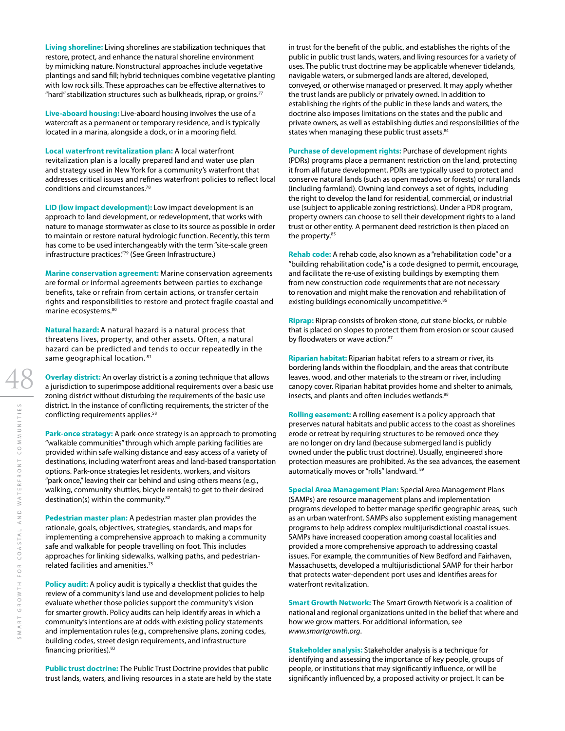**Living shoreline:** Living shorelines are stabilization techniques that restore, protect, and enhance the natural shoreline environment by mimicking nature. Nonstructural approaches include vegetative plantings and sand fill; hybrid techniques combine vegetative planting with low rock sills. These approaches can be effective alternatives to "hard" stabilization structures such as bulkheads, riprap, or groins.[77]

**Live-aboard housing:** Live-aboard housing involves the use of a watercraft as a permanent or temporary residence, and is typically located in a marina, alongside a dock, or in a mooring field.

**Local waterfront revitalization plan:** A local waterfront revitalization plan is a locally prepared land and water use plan and strategy used in New York for a community's waterfront that addresses critical issues and refines waterfront policies to reflect local conditions and circumstances.[78]

**LID (low impact development):** Low impact development is an approach to land development, or redevelopment, that works with nature to manage stormwater as close to its source as possible in order to maintain or restore natural hydrologic function. Recently, this term has come to be used interchangeably with the term "site-scale green infrastructure practices."[79] (See Green Infrastructure.)

**Marine conservation agreement:** Marine conservation agreements are formal or informal agreements between parties to exchange benefits, take or refrain from certain actions, or transfer certain rights and responsibilities to restore and protect fragile coastal and marine ecosystems.[80]

**Natural hazard:** A natural hazard is a natural process that threatens lives, property, and other assets. Often, a natural hazard can be predicted and tends to occur repeatedly in the same geographical location.[81]

**Overlay district:** An overlay district is a zoning technique that allows a jurisdiction to superimpose additional requirements over a basic use zoning district without disturbing the requirements of the basic use district. In the instance of conflicting requirements, the stricter of the conflicting requirements applies.[58]

**Park-once strategy:** A park-once strategy is an approach to promoting "walkable communities" through which ample parking facilities are provided within safe walking distance and easy access of a variety of destinations, including waterfront areas and land-based transportation options. Park-once strategies let residents, workers, and visitors "park once," leaving their car behind and using others means (e.g., walking, community shuttles, bicycle rentals) to get to their desired destination(s) within the community.[82]

**Pedestrian master plan:** A pedestrian master plan provides the rationale, goals, objectives, strategies, standards, and maps for implementing a comprehensive approach to making a community safe and walkable for people travelling on foot. This includes approaches for linking sidewalks, walking paths, and pedestrian-related facilities and amenities.[75]

**Policy audit:** A policy audit is typically a checklist that guides the review of a community's land use and development policies to help evaluate whether those policies support the community's vision for smarter growth. Policy audits can help identify areas in which a community's intentions are at odds with existing policy statements and implementation rules (e.g., comprehensive plans, zoning codes, building codes, street design requirements, and infrastructure financing priorities).[83]

**Public trust doctrine:** The Public Trust Doctrine provides that public trust lands, waters, and living resources in a state are held by the state in trust for the benefit of the public, and establishes the rights of the public in public trust lands, waters, and living resources for a variety of uses. The public trust doctrine may be applicable whenever tidelands, navigable waters, or submerged lands are altered, developed, conveyed, or otherwise managed or preserved. It may apply whether the trust lands are publicly or privately owned. In addition to establishing the rights of the public in these lands and waters, the doctrine also imposes limitations on the states and the public and private owners, as well as establishing duties and responsibilities of the states when managing these public trust assets.[84]

**Purchase of development rights:** Purchase of development rights (PDRs) programs place a permanent restriction on the land, protecting it from all future development. PDRs are typically used to protect and conserve natural lands (such as open meadows or forests) or rural lands (including farmland). Owning land conveys a set of rights, including the right to develop the land for residential, commercial, or industrial use (subject to applicable zoning restrictions). Under a PDR program, property owners can choose to sell their development rights to a land trust or other entity. A permanent deed restriction is then placed on the property.[85]

**Rehab code:** A rehab code, also known as a "rehabilitation code" or a "building rehabilitation code," is a code designed to permit, encourage, and facilitate the re-use of existing buildings by exempting them from new construction code requirements that are not necessary to renovation and might make the renovation and rehabilitation of existing buildings economically uncompetitive.[86]

**Riprap:** Riprap consists of broken stone, cut stone blocks, or rubble that is placed on slopes to protect them from erosion or scour caused by floodwaters or wave action.[87]

**Riparian habitat:** Riparian habitat refers to a stream or river, its bordering lands within the floodplain, and the areas that contribute leaves, wood, and other materials to the stream or river, including canopy cover. Riparian habitat provides home and shelter to animals, insects, and plants and often includes wetlands.[88]

**Rolling easement:** A rolling easement is a policy approach that preserves natural habitats and public access to the coast as shorelines erode or retreat by requiring structures to be removed once they are no longer on dry land (because submerged land is publicly owned under the public trust doctrine). Usually, engineered shore protection measures are prohibited. As the sea advances, the easement automatically moves or "rolls" landward.[89]

**Special Area Management Plan:** Special Area Management Plans (SAMPs) are resource management plans and implementation programs developed to better manage specific geographic areas, such as an urban waterfront. SAMPs also supplement existing management programs to help address complex multijurisdictional coastal issues. SAMPs have increased cooperation among coastal localities and provided a more comprehensive approach to addressing coastal issues. For example, the communities of New Bedford and Fairhaven, Massachusetts, developed a multijurisdictional SAMP for their harbor that protects water-dependent port uses and identifies areas for waterfront revitalization.

**Smart Growth Network:** The Smart Growth Network is a coalition of national and regional organizations united in the belief that where and how we grow matters. For additional information, see *www.smartgrowth.org*.

**Stakeholder analysis:** Stakeholder analysis is a technique for identifying and assessing the importance of key people, groups of people, or institutions that may significantly influence, or will be significantly influenced by, a proposed activity or project. It can be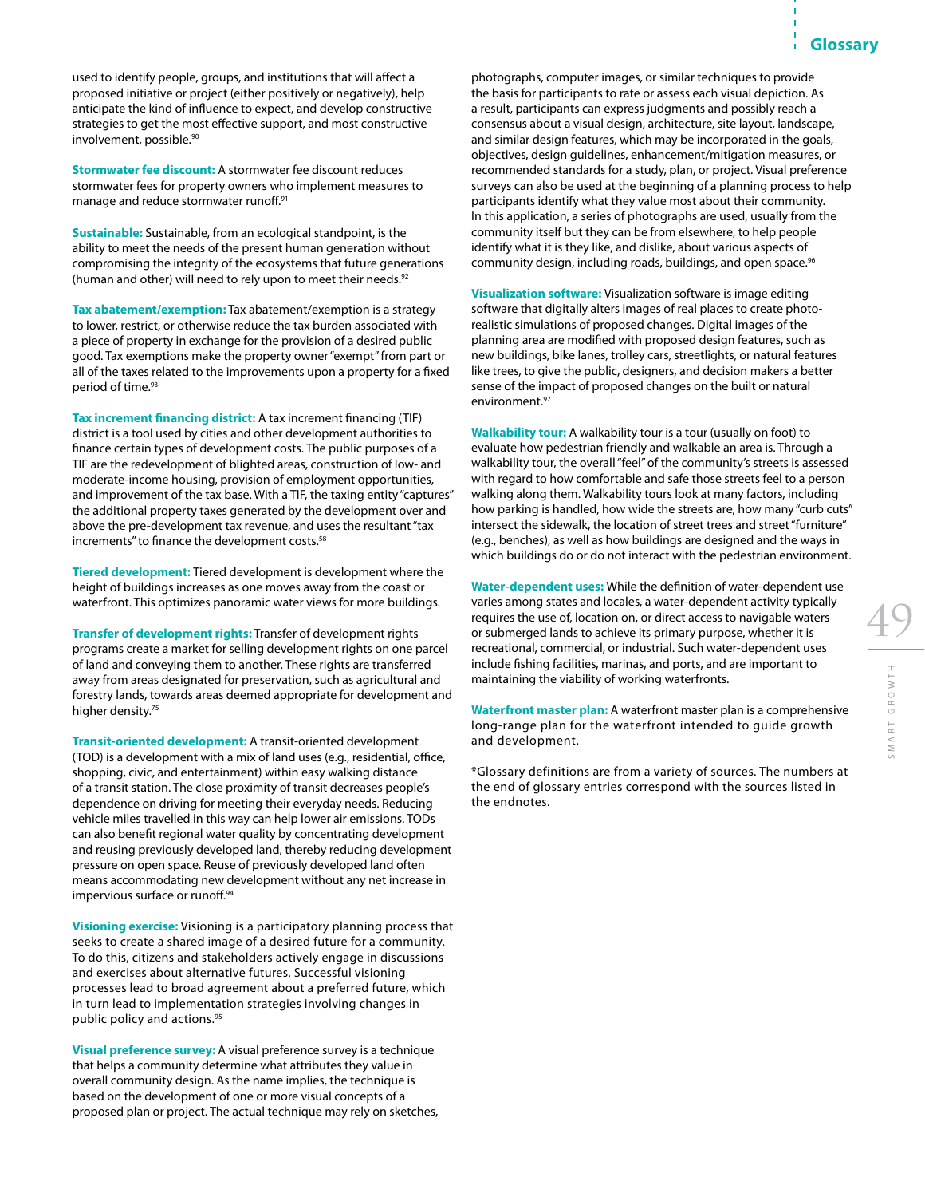used to identify people, groups, and institutions that will affect a proposed initiative or project (either positively or negatively), help anticipate the kind of influence to expect, and develop constructive strategies to get the most effective support, and most constructive involvement, possible.[90]

**Stormwater fee discount:** A stormwater fee discount reduces stormwater fees for property owners who implement measures to manage and reduce stormwater runoff.[91]

**Sustainable:** Sustainable, from an ecological standpoint, is the ability to meet the needs of the present human generation without compromising the integrity of the ecosystems that future generations (human and other) will need to rely upon to meet their needs.[92]

**Tax abatement/exemption:** Tax abatement/exemption is a strategy to lower, restrict, or otherwise reduce the tax burden associated with a piece of property in exchange for the provision of a desired public good. Tax exemptions make the property owner "exempt" from part or all of the taxes related to the improvements upon a property for a fixed period of time.[93]

**Tax increment financing district:** A tax increment financing (TIF) district is a tool used by cities and other development authorities to finance certain types of development costs. The public purposes of a TIF are the redevelopment of blighted areas, construction of low- and moderate-income housing, provision of employment opportunities, and improvement of the tax base. With a TIF, the taxing entity "captures" the additional property taxes generated by the development over and above the pre-development tax revenue, and uses the resultant "tax increments" to finance the development costs.[58]

**Tiered development:** Tiered development is development where the height of buildings increases as one moves away from the coast or waterfront. This optimizes panoramic water views for more buildings.

**Transfer of development rights:** Transfer of development rights programs create a market for selling development rights on one parcel of land and conveying them to another. These rights are transferred away from areas designated for preservation, such as agricultural and forestry lands, towards areas deemed appropriate for development and higher density.[75]

**Transit-oriented development:** A transit-oriented development (TOD) is a development with a mix of land uses (e.g., residential, office, shopping, civic, and entertainment) within easy walking distance of a transit station. The close proximity of transit decreases people's dependence on driving for meeting their everyday needs. Reducing vehicle miles travelled in this way can help lower air emissions. TODs can also benefit regional water quality by concentrating development and reusing previously developed land, thereby reducing development pressure on open space. Reuse of previously developed land often means accommodating new development without any net increase in impervious surface or runoff.[94]

**Visioning exercise:** Visioning is a participatory planning process that seeks to create a shared image of a desired future for a community. To do this, citizens and stakeholders actively engage in discussions and exercises about alternative futures. Successful visioning processes lead to broad agreement about a preferred future, which in turn lead to implementation strategies involving changes in public policy and actions.[95]

**Visual preference survey:** A visual preference survey is a technique that helps a community determine what attributes they value in overall community design. As the name implies, the technique is based on the development of one or more visual concepts of a proposed plan or project. The actual technique may rely on sketches, photographs, computer images, or similar techniques to provide the basis for participants to rate or assess each visual depiction. As a result, participants can express judgments and possibly reach a consensus about a visual design, architecture, site layout, landscape, and similar design features, which may be incorporated in the goals, objectives, design guidelines, enhancement/mitigation measures, or recommended standards for a study, plan, or project. Visual preference surveys can also be used at the beginning of a planning process to help participants identify what they value most about their community. In this application, a series of photographs are used, usually from the community itself but they can be from elsewhere, to help people identify what it is they like, and dislike, about various aspects of community design, including roads, buildings, and open space.[96]

**Visualization software:** Visualization software is image editing software that digitally alters images of real places to create photo-realistic simulations of proposed changes. Digital images of the planning area are modified with proposed design features, such as new buildings, bike lanes, trolley cars, streetlights, or natural features like trees, to give the public, designers, and decision makers a better sense of the impact of proposed changes on the built or natural environment.[97]

**Walkability tour:** A walkability tour is a tour (usually on foot) to evaluate how pedestrian friendly and walkable an area is. Through a walkability tour, the overall "feel" of the community's streets is assessed with regard to how comfortable and safe those streets feel to a person walking along them. Walkability tours look at many factors, including how parking is handled, how wide the streets are, how many "curb cuts" intersect the sidewalk, the location of street trees and street "furniture" (e.g., benches), as well as how buildings are designed and the ways in which buildings do or do not interact with the pedestrian environment.

**Water-dependent uses:** While the definition of water-dependent use varies among states and locales, a water-dependent activity typically requires the use of, location on, or direct access to navigable waters or submerged lands to achieve its primary purpose, whether it is recreational, commercial, or industrial. Such water-dependent uses include fishing facilities, marinas, and ports, and are important to maintaining the viability of working waterfronts.

**Waterfront master plan:** A waterfront master plan is a comprehensive long-range plan for the waterfront intended to guide growth and development.

*Glossary definitions are from a variety of sources. The numbers at the end of glossary entries correspond with the sources listed in the endnotes.